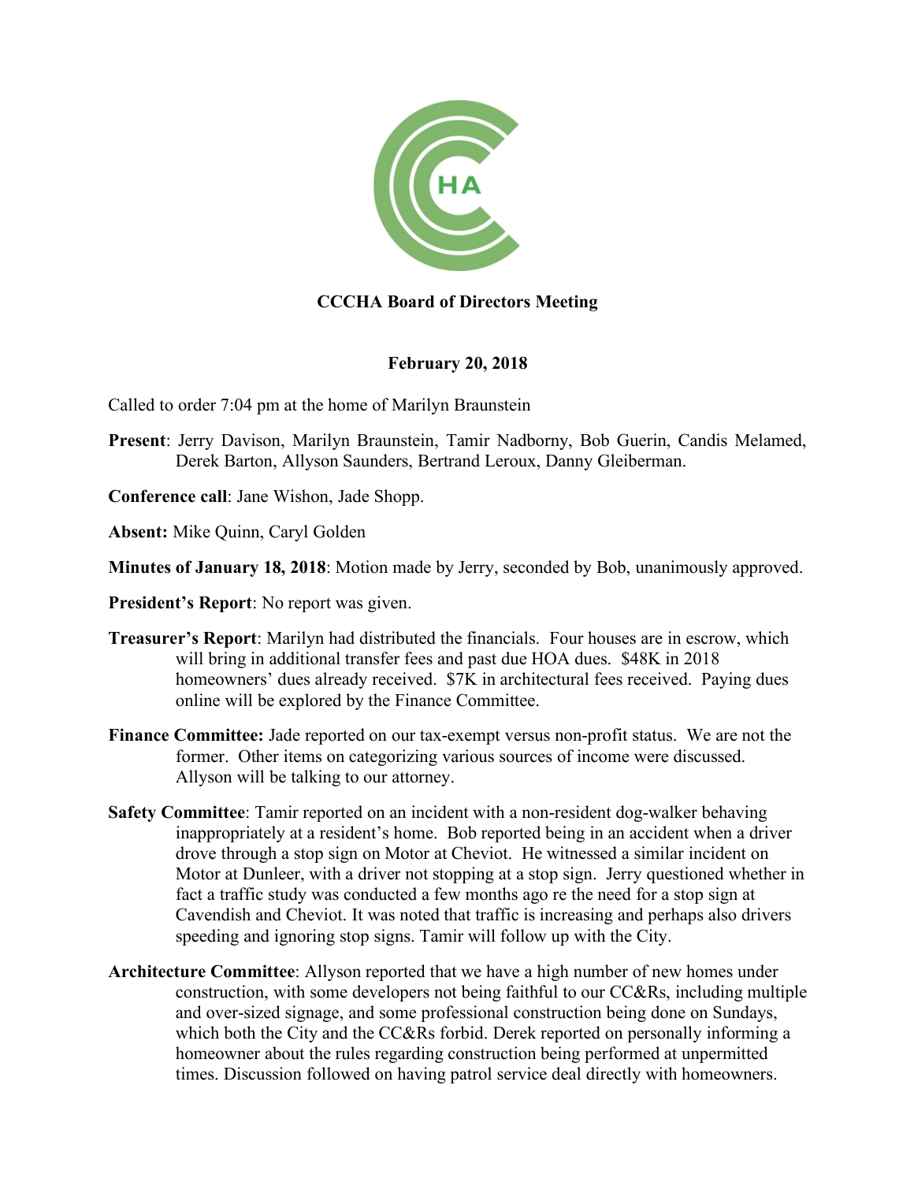# CCCHA Board of Directors Meeting

## February 20, 2018

Called to order 7:04 pm at the home of Marilyn Braunstein

**Present**: Jerry Davison, Marilyn Braunstein, Tamir Nadborny, Bob Guerin, Candis Melamed, Derek Barton, Allyson Saunders, Bertrand Leroux, Danny Gleiberman.

**Conference call**: Jane Wishon, Jade Shopp.

**Absent:** Mike Quinn, Caryl Golden

**Minutes of January 18, 2018**: Motion made by Jerry, seconded by Bob, unanimously approved.

**President's Report**: No report was given.

**Treasurer's Report**: Marilyn had distributed the financials. Four houses are in escrow, which will bring in additional transfer fees and past due HOA dues. $48K in 2018 homeowners' dues already received. $7K in architectural fees received. Paying dues online will be explored by the Finance Committee.

**Finance Committee:** Jade reported on our tax-exempt versus non-profit status. We are not the former. Other items on categorizing various sources of income were discussed. Allyson will be talking to our attorney.

**Safety Committee**: Tamir reported on an incident with a non-resident dog-walker behaving inappropriately at a resident's home. Bob reported being in an accident when a driver drove through a stop sign on Motor at Cheviot. He witnessed a similar incident on Motor at Dunleer, with a driver not stopping at a stop sign. Jerry questioned whether in fact a traffic study was conducted a few months ago re the need for a stop sign at Cavendish and Cheviot. It was noted that traffic is increasing and perhaps also drivers speeding and ignoring stop signs. Tamir will follow up with the City.

**Architecture Committee**: Allyson reported that we have a high number of new homes under construction, with some developers not being faithful to our CC&Rs, including multiple and over-sized signage, and some professional construction being done on Sundays, which both the City and the CC&Rs forbid. Derek reported on personally informing a homeowner about the rules regarding construction being performed at unpermitted times. Discussion followed on having patrol service deal directly with homeowners.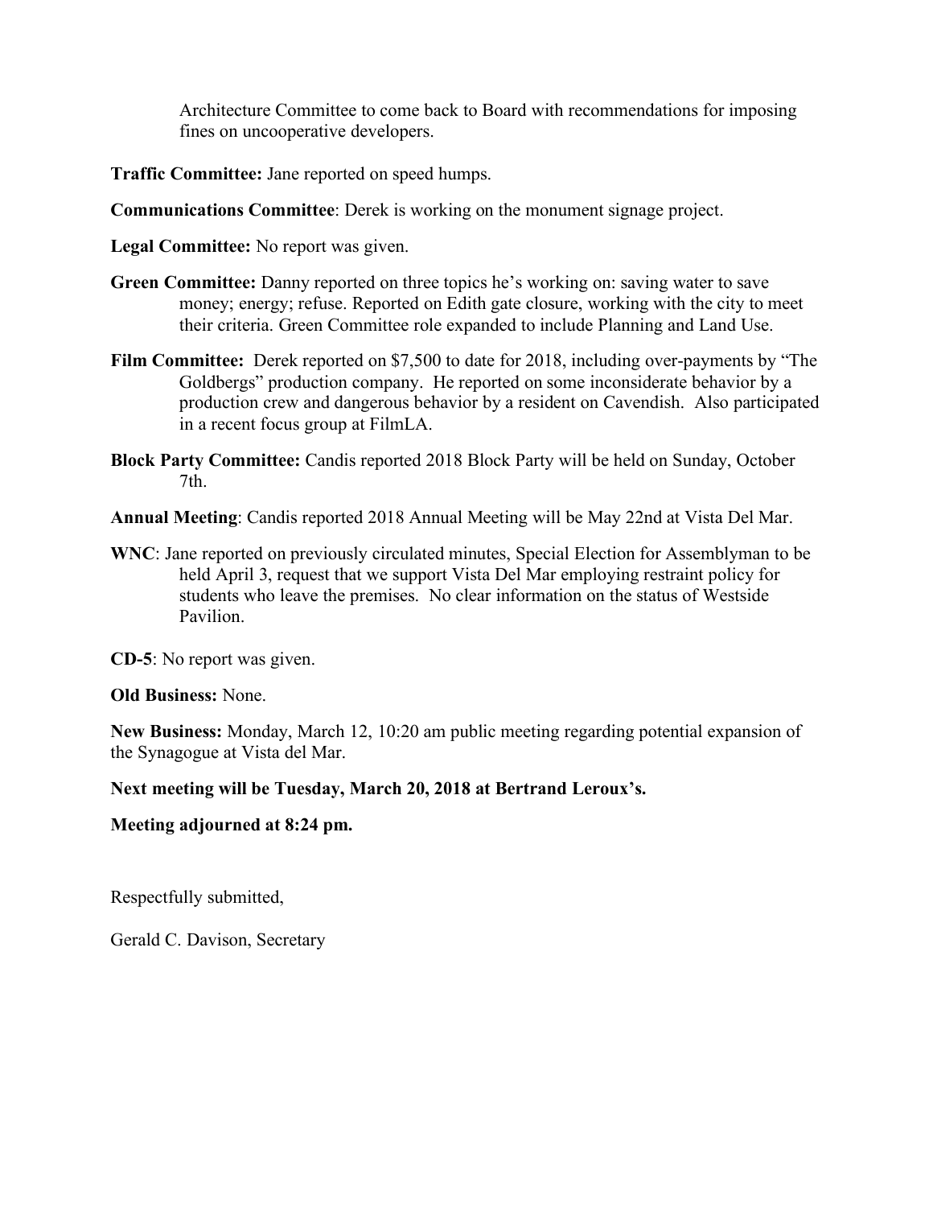Architecture Committee to come back to Board with recommendations for imposing fines on uncooperative developers.

**Traffic Committee:** Jane reported on speed humps.

**Communications Committee**: Derek is working on the monument signage project.

**Legal Committee:** No report was given.

**Green Committee:** Danny reported on three topics he's working on: saving water to save money; energy; refuse. Reported on Edith gate closure, working with the city to meet their criteria. Green Committee role expanded to include Planning and Land Use.

**Film Committee:** Derek reported on $7,500 to date for 2018, including over-payments by "The Goldbergs" production company. He reported on some inconsiderate behavior by a production crew and dangerous behavior by a resident on Cavendish. Also participated in a recent focus group at FilmLA.

**Block Party Committee:** Candis reported 2018 Block Party will be held on Sunday, October 7th.

**Annual Meeting**: Candis reported 2018 Annual Meeting will be May 22nd at Vista Del Mar.

**WNC**: Jane reported on previously circulated minutes, Special Election for Assemblyman to be held April 3, request that we support Vista Del Mar employing restraint policy for students who leave the premises. No clear information on the status of Westside Pavilion.

**CD-5**: No report was given.

**Old Business:** None.

**New Business:** Monday, March 12, 10:20 am public meeting regarding potential expansion of the Synagogue at Vista del Mar.

**Next meeting will be Tuesday, March 20, 2018 at Bertrand Leroux's.**

**Meeting adjourned at 8:24 pm.**

Respectfully submitted,

Gerald C. Davison, Secretary